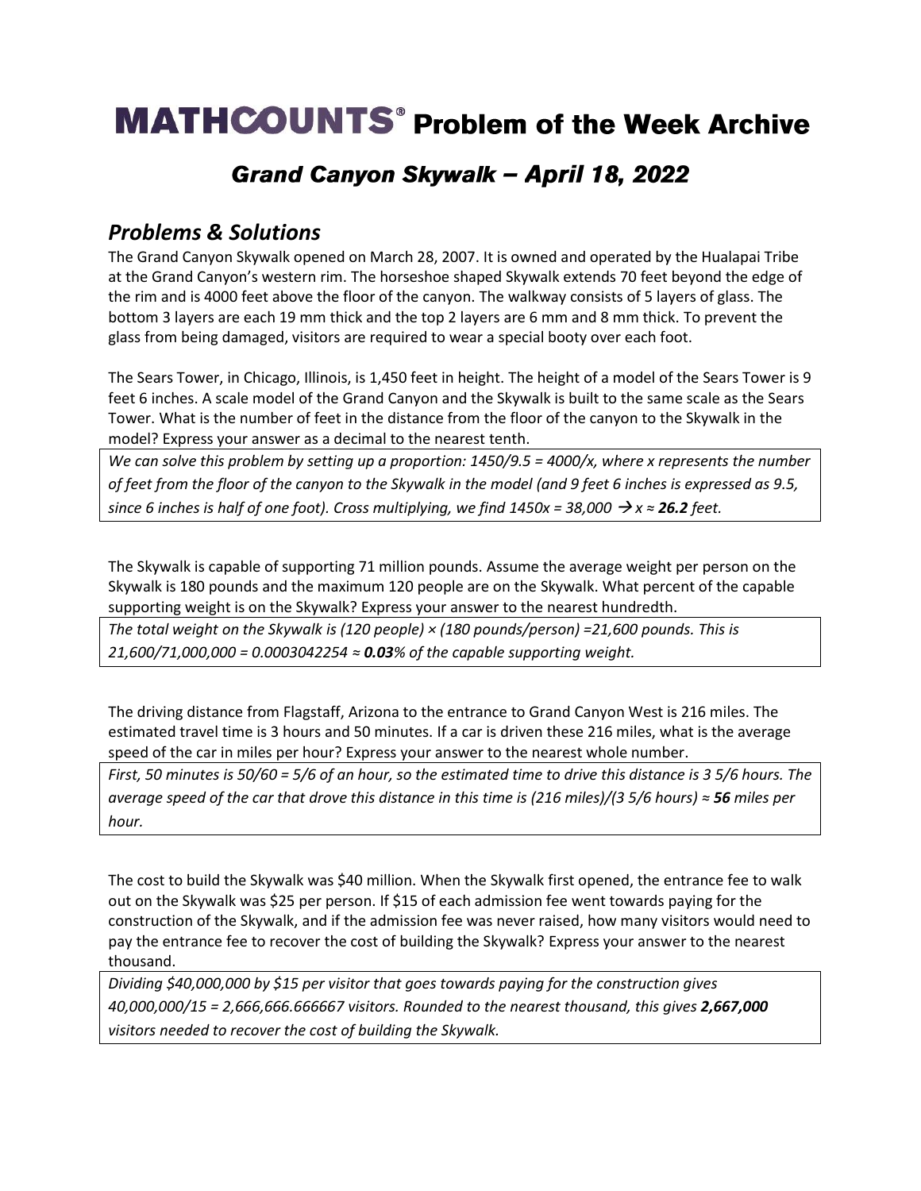# MATHCOUNTS® Problem of the Week Archive

## *Grand Canyon Skywalk – April 18, 2022*

### *Problems & Solutions*

The Grand Canyon Skywalk opened on March 28, 2007. It is owned and operated by the Hualapai Tribe at the Grand Canyon's western rim. The horseshoe shaped Skywalk extends 70 feet beyond the edge of the rim and is 4000 feet above the floor of the canyon. The walkway consists of 5 layers of glass. The bottom 3 layers are each 19 mm thick and the top 2 layers are 6 mm and 8 mm thick. To prevent the glass from being damaged, visitors are required to wear a special booty over each foot.

The Sears Tower, in Chicago, Illinois, is 1,450 feet in height. The height of a model of the Sears Tower is 9 feet 6 inches. A scale model of the Grand Canyon and the Skywalk is built to the same scale as the Sears Tower. What is the number of feet in the distance from the floor of the canyon to the Skywalk in the model? Express your answer as a decimal to the nearest tenth.

*We can solve this problem by setting up a proportion: $1450/9.5 = 4000/x$, where $x$ represents the number of feet from the floor of the canyon to the Skywalk in the model (and 9 feet 6 inches is expressed as 9.5, since 6 inches is half of one foot). Cross multiplying, we find $1450x = 38{,}000 \rightarrow x \approx$ **26.2** feet.*

The Skywalk is capable of supporting 71 million pounds. Assume the average weight per person on the Skywalk is 180 pounds and the maximum 120 people are on the Skywalk. What percent of the capable supporting weight is on the Skywalk? Express your answer to the nearest hundredth.

*The total weight on the Skywalk is (120 people) × (180 pounds/person) =21,600 pounds. This is 21,600/71,000,000 = 0.0003042254 ≈* ***0.03****% of the capable supporting weight.*

The driving distance from Flagstaff, Arizona to the entrance to Grand Canyon West is 216 miles. The estimated travel time is 3 hours and 50 minutes. If a car is driven these 216 miles, what is the average speed of the car in miles per hour? Express your answer to the nearest whole number.

*First, 50 minutes is 50/60 = 5/6 of an hour, so the estimated time to drive this distance is 3 5/6 hours. The average speed of the car that drove this distance in this time is (216 miles)/(3 5/6 hours) ≈* ***56*** *miles per hour.*

The cost to build the Skywalk was $40 million. When the Skywalk first opened, the entrance fee to walk out on the Skywalk was $25 per person. If $15 of each admission fee went towards paying for the construction of the Skywalk, and if the admission fee was never raised, how many visitors would need to pay the entrance fee to recover the cost of building the Skywalk? Express your answer to the nearest thousand.

*Dividing $40,000,000 by $15 per visitor that goes towards paying for the construction gives 40,000,000/15 = 2,666,666.666667 visitors. Rounded to the nearest thousand, this gives* ***2,667,000*** *visitors needed to recover the cost of building the Skywalk.*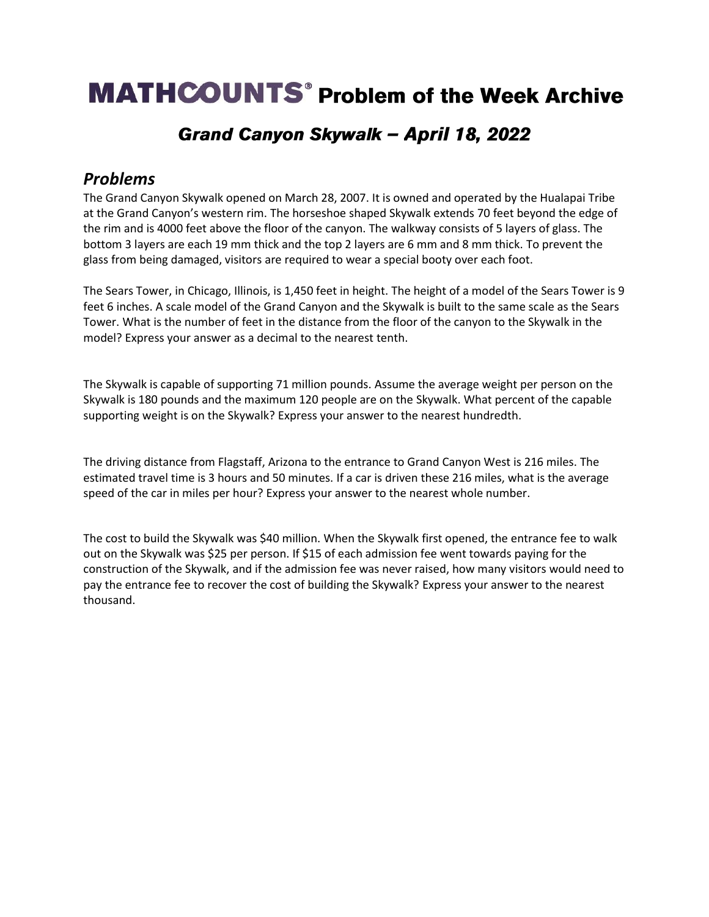# MATHCOUNTS® Problem of the Week Archive

## *Grand Canyon Skywalk – April 18, 2022*

## *Problems*

The Grand Canyon Skywalk opened on March 28, 2007. It is owned and operated by the Hualapai Tribe at the Grand Canyon's western rim. The horseshoe shaped Skywalk extends 70 feet beyond the edge of the rim and is 4000 feet above the floor of the canyon. The walkway consists of 5 layers of glass. The bottom 3 layers are each 19 mm thick and the top 2 layers are 6 mm and 8 mm thick. To prevent the glass from being damaged, visitors are required to wear a special booty over each foot.

The Sears Tower, in Chicago, Illinois, is 1,450 feet in height. The height of a model of the Sears Tower is 9 feet 6 inches. A scale model of the Grand Canyon and the Skywalk is built to the same scale as the Sears Tower. What is the number of feet in the distance from the floor of the canyon to the Skywalk in the model? Express your answer as a decimal to the nearest tenth.

The Skywalk is capable of supporting 71 million pounds. Assume the average weight per person on the Skywalk is 180 pounds and the maximum 120 people are on the Skywalk. What percent of the capable supporting weight is on the Skywalk? Express your answer to the nearest hundredth.

The driving distance from Flagstaff, Arizona to the entrance to Grand Canyon West is 216 miles. The estimated travel time is 3 hours and 50 minutes. If a car is driven these 216 miles, what is the average speed of the car in miles per hour? Express your answer to the nearest whole number.

The cost to build the Skywalk was $40 million. When the Skywalk first opened, the entrance fee to walk out on the Skywalk was $25 per person. If $15 of each admission fee went towards paying for the construction of the Skywalk, and if the admission fee was never raised, how many visitors would need to pay the entrance fee to recover the cost of building the Skywalk? Express your answer to the nearest thousand.